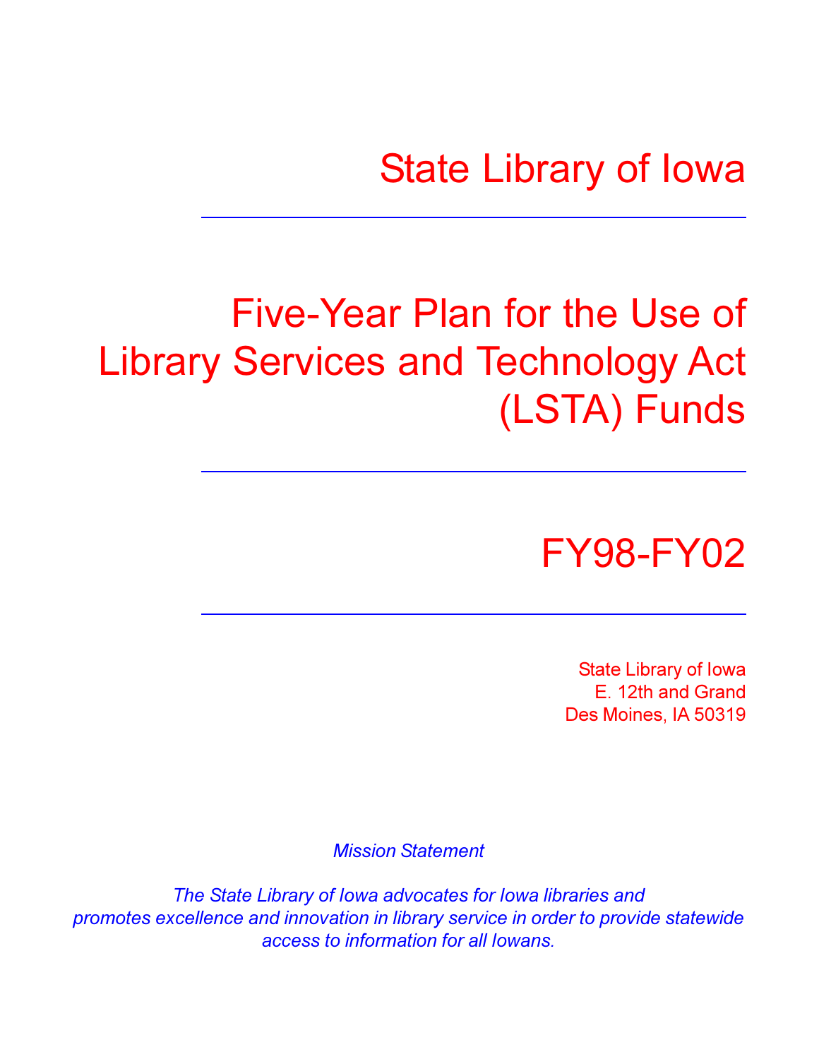# State Library of Iowa

---

# Five-Year Plan for the Use of Library Services and Technology Act (LSTA) Funds

---

## FY98-FY02

---

State Library of Iowa
E. 12th and Grand
Des Moines, IA 50319

*Mission Statement*

*The State Library of Iowa advocates for Iowa libraries and promotes excellence and innovation in library service in order to provide statewide access to information for all Iowans.*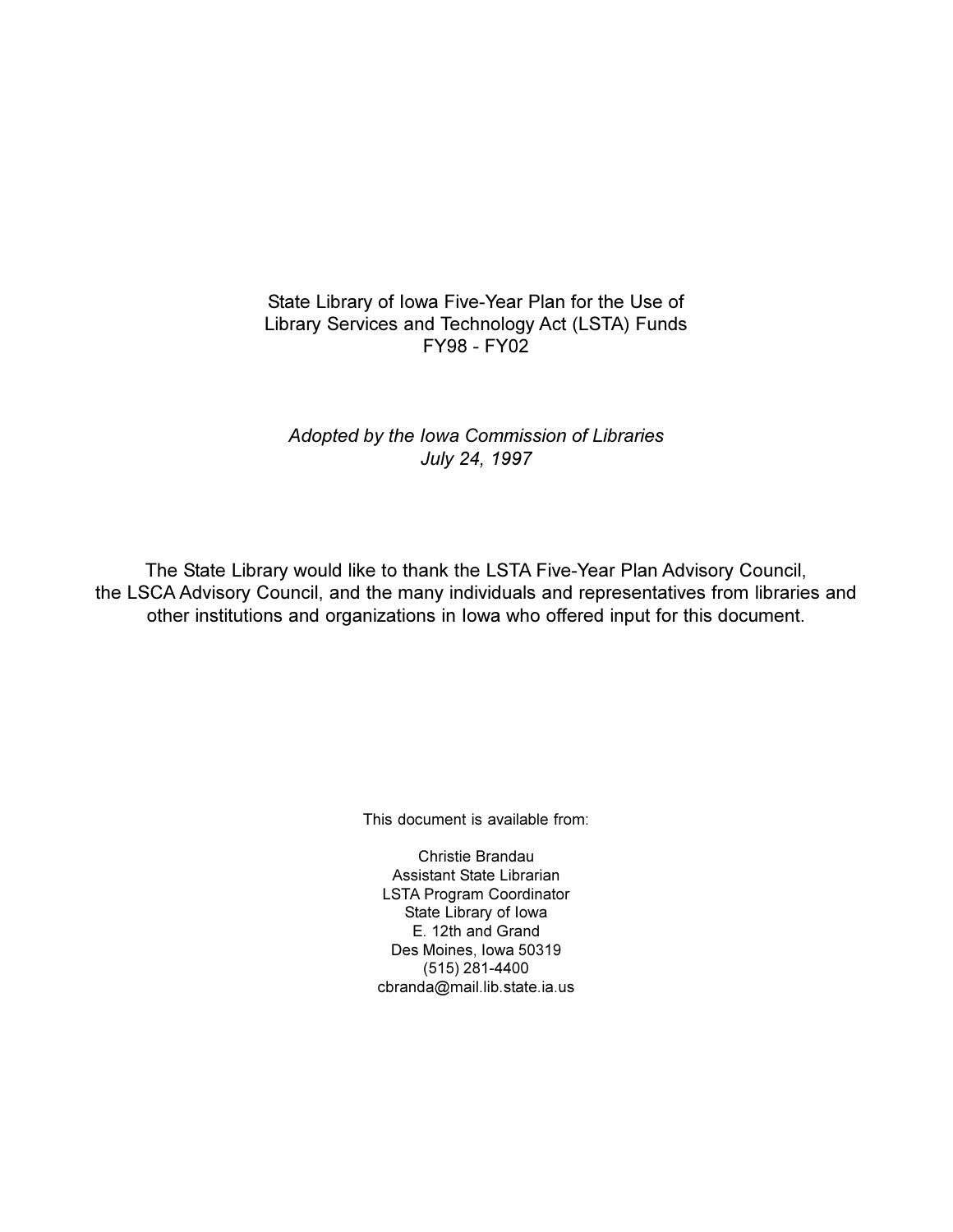State Library of Iowa Five-Year Plan for the Use of
Library Services and Technology Act (LSTA) Funds
FY98 - FY02

*Adopted by the Iowa Commission of Libraries*
*July 24, 1997*

The State Library would like to thank the LSTA Five-Year Plan Advisory Council, the LSCA Advisory Council, and the many individuals and representatives from libraries and other institutions and organizations in Iowa who offered input for this document.

This document is available from:

Christie Brandau
Assistant State Librarian
LSTA Program Coordinator
State Library of Iowa
E. 12th and Grand
Des Moines, Iowa 50319
(515) 281-4400
cbranda@mail.lib.state.ia.us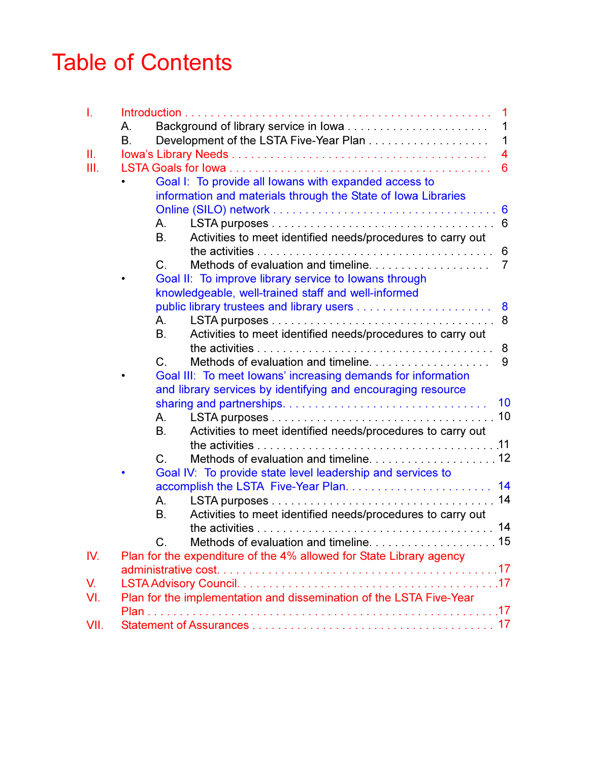# Table of Contents

- I. Introduction 1
  - A. Background of library service in Iowa 1
  - B. Development of the LSTA Five-Year Plan 1
- II. Iowa's Library Needs 4
- III. LSTA Goals for Iowa 6
  - Goal I: To provide all Iowans with expanded access to information and materials through the State of Iowa Libraries Online (SILO) network 6
    - A. LSTA purposes 6
    - B. Activities to meet identified needs/procedures to carry out the activities 6
    - C. Methods of evaluation and timeline 7
  - Goal II: To improve library service to Iowans through knowledgeable, well-trained staff and well-informed public library trustees and library users 8
    - A. LSTA purposes 8
    - B. Activities to meet identified needs/procedures to carry out the activities 8
    - C. Methods of evaluation and timeline 9
  - Goal III: To meet Iowans' increasing demands for information and library services by identifying and encouraging resource sharing and partnerships 10
    - A. LSTA purposes 10
    - B. Activities to meet identified needs/procedures to carry out the activities 11
    - C. Methods of evaluation and timeline 12
  - Goal IV: To provide state level leadership and services to accomplish the LSTA Five-Year Plan 14
    - A. LSTA purposes 14
    - B. Activities to meet identified needs/procedures to carry out the activities 14
    - C. Methods of evaluation and timeline 15
- IV. Plan for the expenditure of the 4% allowed for State Library agency administrative cost 17
- V. LSTA Advisory Council 17
- VI. Plan for the implementation and dissemination of the LSTA Five-Year Plan 17
- VII. Statement of Assurances 17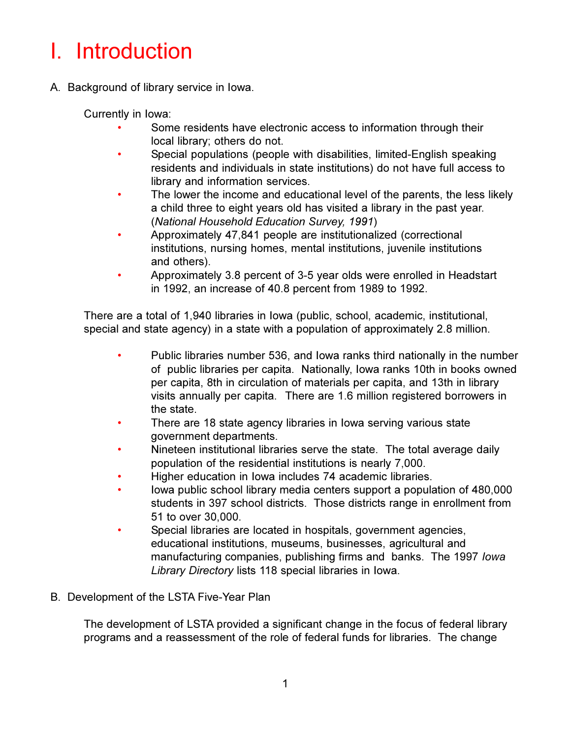# I. Introduction

A. Background of library service in Iowa.

Currently in Iowa:

- Some residents have electronic access to information through their local library; others do not.
- Special populations (people with disabilities, limited-English speaking residents and individuals in state institutions) do not have full access to library and information services.
- The lower the income and educational level of the parents, the less likely a child three to eight years old has visited a library in the past year. (*National Household Education Survey, 1991*)
- Approximately 47,841 people are institutionalized (correctional institutions, nursing homes, mental institutions, juvenile institutions and others).
- Approximately 3.8 percent of 3-5 year olds were enrolled in Headstart in 1992, an increase of 40.8 percent from 1989 to 1992.

There are a total of 1,940 libraries in Iowa (public, school, academic, institutional, special and state agency) in a state with a population of approximately 2.8 million.

- Public libraries number 536, and Iowa ranks third nationally in the number of public libraries per capita. Nationally, Iowa ranks 10th in books owned per capita, 8th in circulation of materials per capita, and 13th in library visits annually per capita. There are 1.6 million registered borrowers in the state.
- There are 18 state agency libraries in Iowa serving various state government departments.
- Nineteen institutional libraries serve the state. The total average daily population of the residential institutions is nearly 7,000.
- Higher education in Iowa includes 74 academic libraries.
- Iowa public school library media centers support a population of 480,000 students in 397 school districts. Those districts range in enrollment from 51 to over 30,000.
- Special libraries are located in hospitals, government agencies, educational institutions, museums, businesses, agricultural and manufacturing companies, publishing firms and banks. The 1997 *Iowa Library Directory* lists 118 special libraries in Iowa.

B. Development of the LSTA Five-Year Plan

The development of LSTA provided a significant change in the focus of federal library programs and a reassessment of the role of federal funds for libraries. The change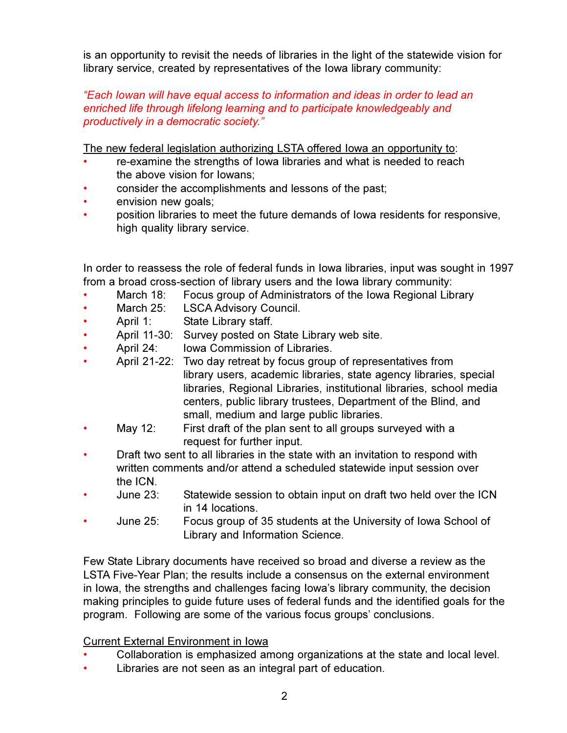is an opportunity to revisit the needs of libraries in the light of the statewide vision for library service, created by representatives of the Iowa library community:

*"Each Iowan will have equal access to information and ideas in order to lead an enriched life through lifelong learning and to participate knowledgeably and productively in a democratic society."*

<u>The new federal legislation authorizing LSTA offered Iowa an opportunity to</u>:

- re-examine the strengths of Iowa libraries and what is needed to reach the above vision for Iowans;
- consider the accomplishments and lessons of the past;
- envision new goals;
- position libraries to meet the future demands of Iowa residents for responsive, high quality library service.

In order to reassess the role of federal funds in Iowa libraries, input was sought in 1997 from a broad cross-section of library users and the Iowa library community:

- March 18: Focus group of Administrators of the Iowa Regional Library
- March 25: LSCA Advisory Council.
- April 1: State Library staff.
- April 11-30: Survey posted on State Library web site.
- April 24: Iowa Commission of Libraries.
- April 21-22: Two day retreat by focus group of representatives from library users, academic libraries, state agency libraries, special libraries, Regional Libraries, institutional libraries, school media centers, public library trustees, Department of the Blind, and small, medium and large public libraries.
- May 12: First draft of the plan sent to all groups surveyed with a request for further input.
- Draft two sent to all libraries in the state with an invitation to respond with written comments and/or attend a scheduled statewide input session over the ICN.
- June 23: Statewide session to obtain input on draft two held over the ICN in 14 locations.
- June 25: Focus group of 35 students at the University of Iowa School of Library and Information Science.

Few State Library documents have received so broad and diverse a review as the LSTA Five-Year Plan; the results include a consensus on the external environment in Iowa, the strengths and challenges facing Iowa's library community, the decision making principles to guide future uses of federal funds and the identified goals for the program. Following are some of the various focus groups' conclusions.

<u>Current External Environment in Iowa</u>

- Collaboration is emphasized among organizations at the state and local level.
- Libraries are not seen as an integral part of education.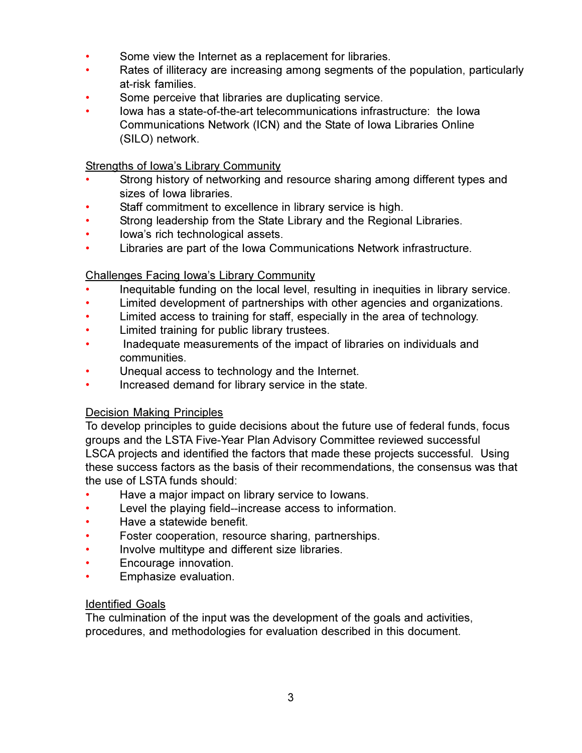- Some view the Internet as a replacement for libraries.
- Rates of illiteracy are increasing among segments of the population, particularly at-risk families.
- Some perceive that libraries are duplicating service.
- Iowa has a state-of-the-art telecommunications infrastructure: the Iowa Communications Network (ICN) and the State of Iowa Libraries Online (SILO) network.

<u>Strengths of Iowa's Library Community</u>

- Strong history of networking and resource sharing among different types and sizes of Iowa libraries.
- Staff commitment to excellence in library service is high.
- Strong leadership from the State Library and the Regional Libraries.
- Iowa's rich technological assets.
- Libraries are part of the Iowa Communications Network infrastructure.

<u>Challenges Facing Iowa's Library Community</u>

- Inequitable funding on the local level, resulting in inequities in library service.
- Limited development of partnerships with other agencies and organizations.
- Limited access to training for staff, especially in the area of technology.
- Limited training for public library trustees.
- Inadequate measurements of the impact of libraries on individuals and communities.
- Unequal access to technology and the Internet.
- Increased demand for library service in the state.

<u>Decision Making Principles</u>

To develop principles to guide decisions about the future use of federal funds, focus groups and the LSTA Five-Year Plan Advisory Committee reviewed successful LSCA projects and identified the factors that made these projects successful. Using these success factors as the basis of their recommendations, the consensus was that the use of LSTA funds should:

- Have a major impact on library service to Iowans.
- Level the playing field--increase access to information.
- Have a statewide benefit.
- Foster cooperation, resource sharing, partnerships.
- Involve multitype and different size libraries.
- Encourage innovation.
- Emphasize evaluation.

<u>Identified Goals</u>

The culmination of the input was the development of the goals and activities, procedures, and methodologies for evaluation described in this document.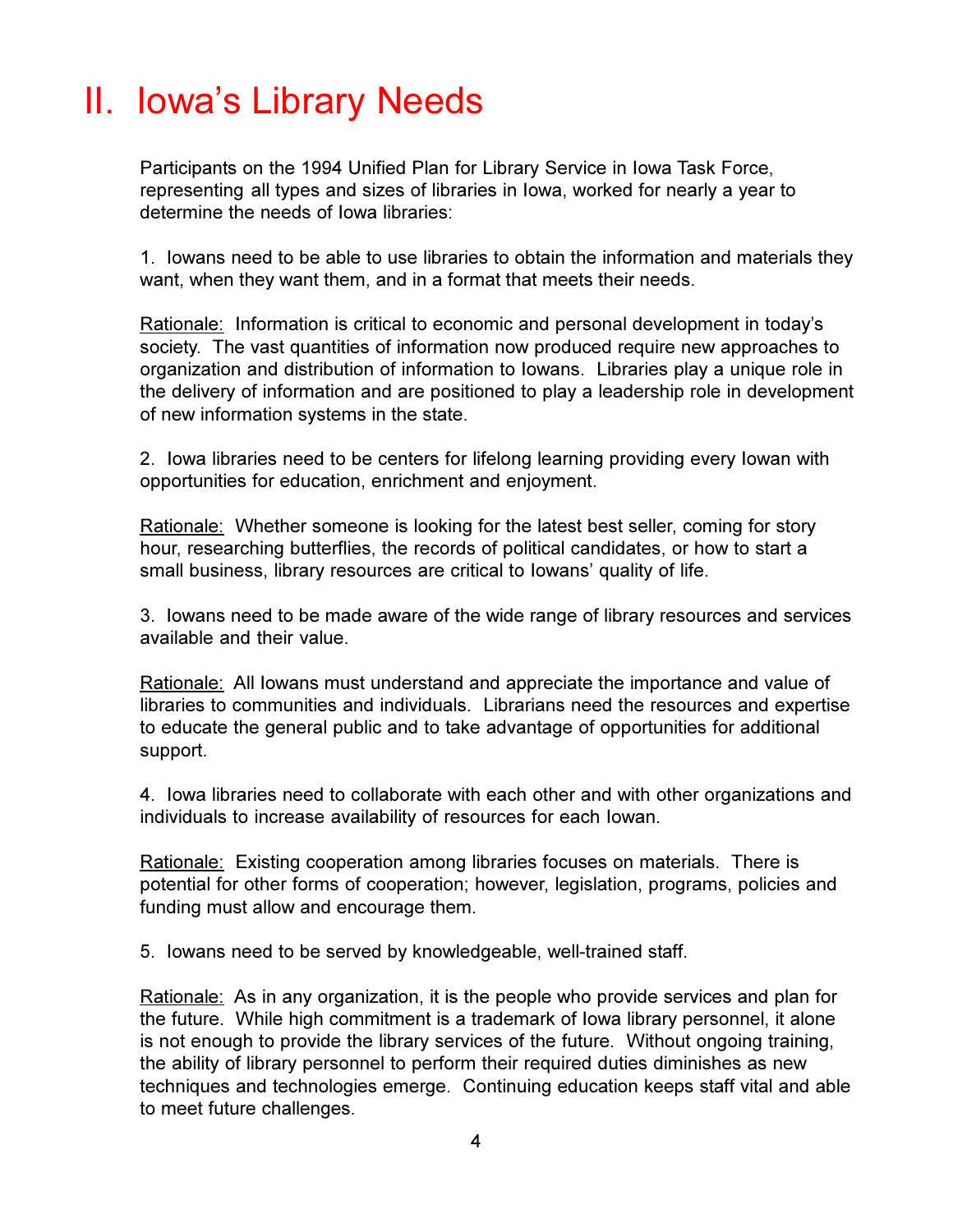# II. Iowa's Library Needs

Participants on the 1994 Unified Plan for Library Service in Iowa Task Force, representing all types and sizes of libraries in Iowa, worked for nearly a year to determine the needs of Iowa libraries:

1. Iowans need to be able to use libraries to obtain the information and materials they want, when they want them, and in a format that meets their needs.

Rationale: Information is critical to economic and personal development in today's society. The vast quantities of information now produced require new approaches to organization and distribution of information to Iowans. Libraries play a unique role in the delivery of information and are positioned to play a leadership role in development of new information systems in the state.

2. Iowa libraries need to be centers for lifelong learning providing every Iowan with opportunities for education, enrichment and enjoyment.

Rationale: Whether someone is looking for the latest best seller, coming for story hour, researching butterflies, the records of political candidates, or how to start a small business, library resources are critical to Iowans' quality of life.

3. Iowans need to be made aware of the wide range of library resources and services available and their value.

Rationale: All Iowans must understand and appreciate the importance and value of libraries to communities and individuals. Librarians need the resources and expertise to educate the general public and to take advantage of opportunities for additional support.

4. Iowa libraries need to collaborate with each other and with other organizations and individuals to increase availability of resources for each Iowan.

Rationale: Existing cooperation among libraries focuses on materials. There is potential for other forms of cooperation; however, legislation, programs, policies and funding must allow and encourage them.

5. Iowans need to be served by knowledgeable, well-trained staff.

Rationale: As in any organization, it is the people who provide services and plan for the future. While high commitment is a trademark of Iowa library personnel, it alone is not enough to provide the library services of the future. Without ongoing training, the ability of library personnel to perform their required duties diminishes as new techniques and technologies emerge. Continuing education keeps staff vital and able to meet future challenges.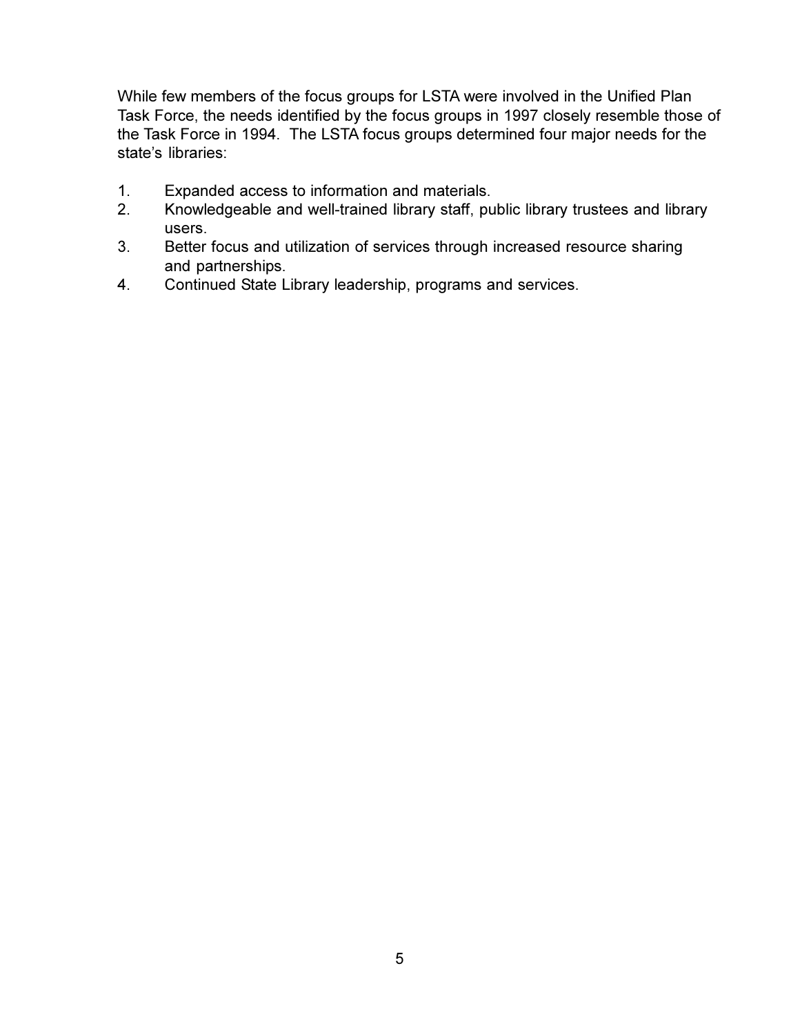While few members of the focus groups for LSTA were involved in the Unified Plan Task Force, the needs identified by the focus groups in 1997 closely resemble those of the Task Force in 1994. The LSTA focus groups determined four major needs for the state's libraries:

1. Expanded access to information and materials.
2. Knowledgeable and well-trained library staff, public library trustees and library users.
3. Better focus and utilization of services through increased resource sharing and partnerships.
4. Continued State Library leadership, programs and services.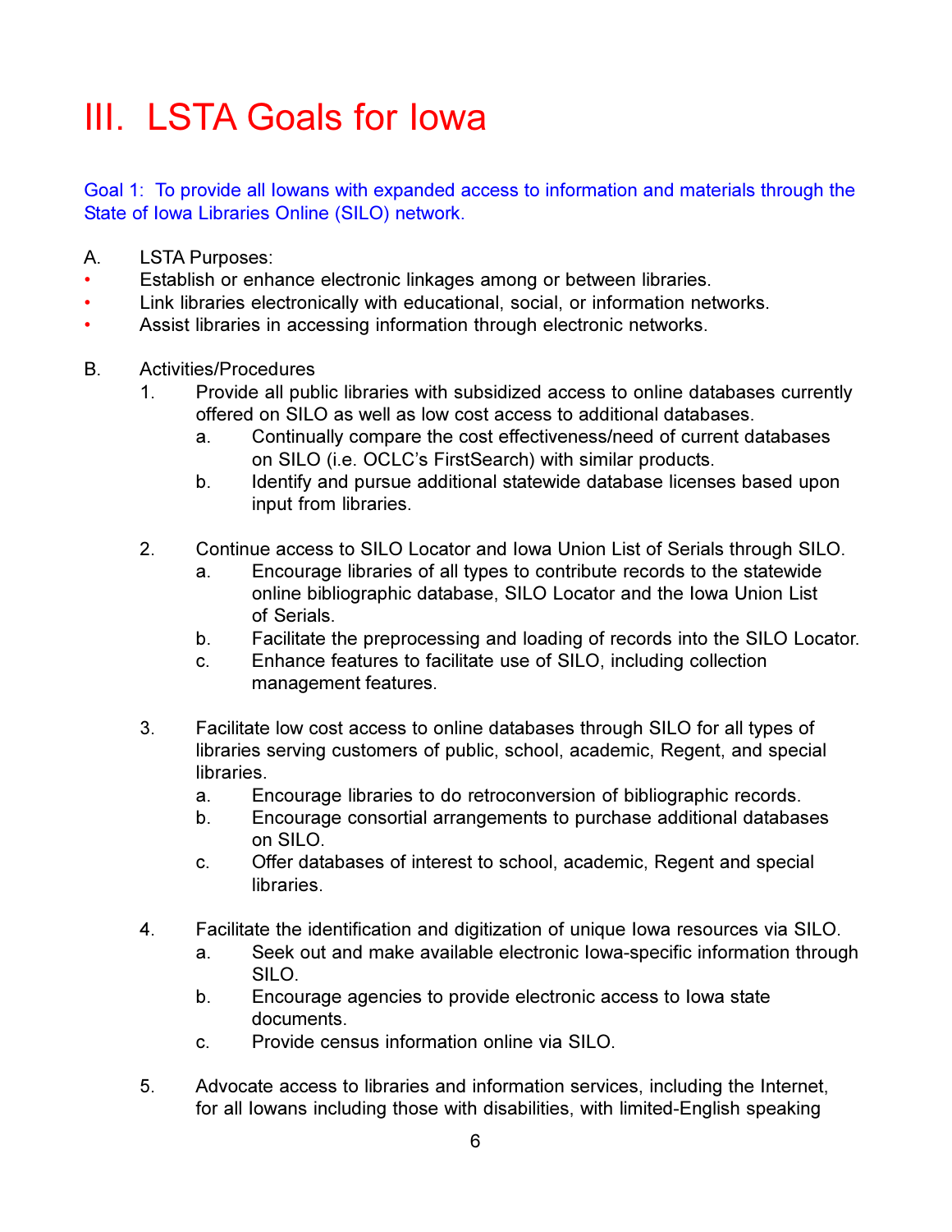# III. LSTA Goals for Iowa

Goal 1: To provide all Iowans with expanded access to information and materials through the State of Iowa Libraries Online (SILO) network.

A. LSTA Purposes:

- Establish or enhance electronic linkages among or between libraries.
- Link libraries electronically with educational, social, or information networks.
- Assist libraries in accessing information through electronic networks.

B. Activities/Procedures

1. Provide all public libraries with subsidized access to online databases currently offered on SILO as well as low cost access to additional databases.
   a. Continually compare the cost effectiveness/need of current databases on SILO (i.e. OCLC's FirstSearch) with similar products.
   b. Identify and pursue additional statewide database licenses based upon input from libraries.

2. Continue access to SILO Locator and Iowa Union List of Serials through SILO.
   a. Encourage libraries of all types to contribute records to the statewide online bibliographic database, SILO Locator and the Iowa Union List of Serials.
   b. Facilitate the preprocessing and loading of records into the SILO Locator.
   c. Enhance features to facilitate use of SILO, including collection management features.

3. Facilitate low cost access to online databases through SILO for all types of libraries serving customers of public, school, academic, Regent, and special libraries.
   a. Encourage libraries to do retroconversion of bibliographic records.
   b. Encourage consortial arrangements to purchase additional databases on SILO.
   c. Offer databases of interest to school, academic, Regent and special libraries.

4. Facilitate the identification and digitization of unique Iowa resources via SILO.
   a. Seek out and make available electronic Iowa-specific information through SILO.
   b. Encourage agencies to provide electronic access to Iowa state documents.
   c. Provide census information online via SILO.

5. Advocate access to libraries and information services, including the Internet, for all Iowans including those with disabilities, with limited-English speaking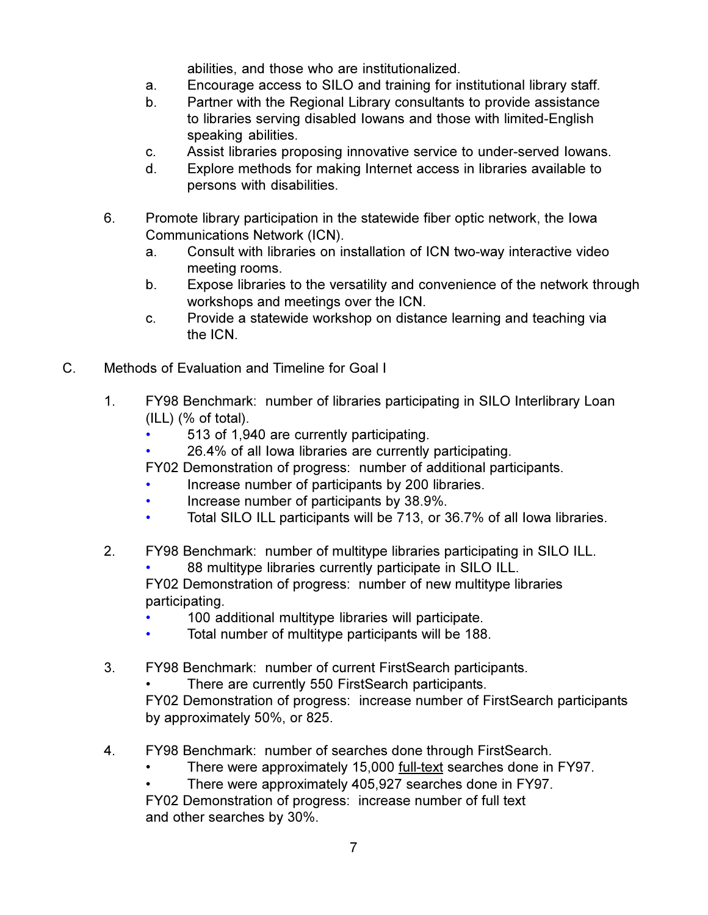abilities, and those who are institutionalized.

   a. Encourage access to SILO and training for institutional library staff.
   b. Partner with the Regional Library consultants to provide assistance to libraries serving disabled Iowans and those with limited-English speaking abilities.
   c. Assist libraries proposing innovative service to under-served Iowans.
   d. Explore methods for making Internet access in libraries available to persons with disabilities.

6. Promote library participation in the statewide fiber optic network, the Iowa Communications Network (ICN).
   a. Consult with libraries on installation of ICN two-way interactive video meeting rooms.
   b. Expose libraries to the versatility and convenience of the network through workshops and meetings over the ICN.
   c. Provide a statewide workshop on distance learning and teaching via the ICN.

C. Methods of Evaluation and Timeline for Goal I

1. FY98 Benchmark: number of libraries participating in SILO Interlibrary Loan (ILL) (% of total).
   - 513 of 1,940 are currently participating.
   - 26.4% of all Iowa libraries are currently participating.

   FY02 Demonstration of progress: number of additional participants.
   - Increase number of participants by 200 libraries.
   - Increase number of participants by 38.9%.
   - Total SILO ILL participants will be 713, or 36.7% of all Iowa libraries.

2. FY98 Benchmark: number of multitype libraries participating in SILO ILL.
   - 88 multitype libraries currently participate in SILO ILL.

   FY02 Demonstration of progress: number of new multitype libraries participating.
   - 100 additional multitype libraries will participate.
   - Total number of multitype participants will be 188.

3. FY98 Benchmark: number of current FirstSearch participants.
   - There are currently 550 FirstSearch participants.

   FY02 Demonstration of progress: increase number of FirstSearch participants by approximately 50%, or 825.

4. FY98 Benchmark: number of searches done through FirstSearch.
   - There were approximately 15,000 full-text searches done in FY97.
   - There were approximately 405,927 searches done in FY97.

   FY02 Demonstration of progress: increase number of full text and other searches by 30%.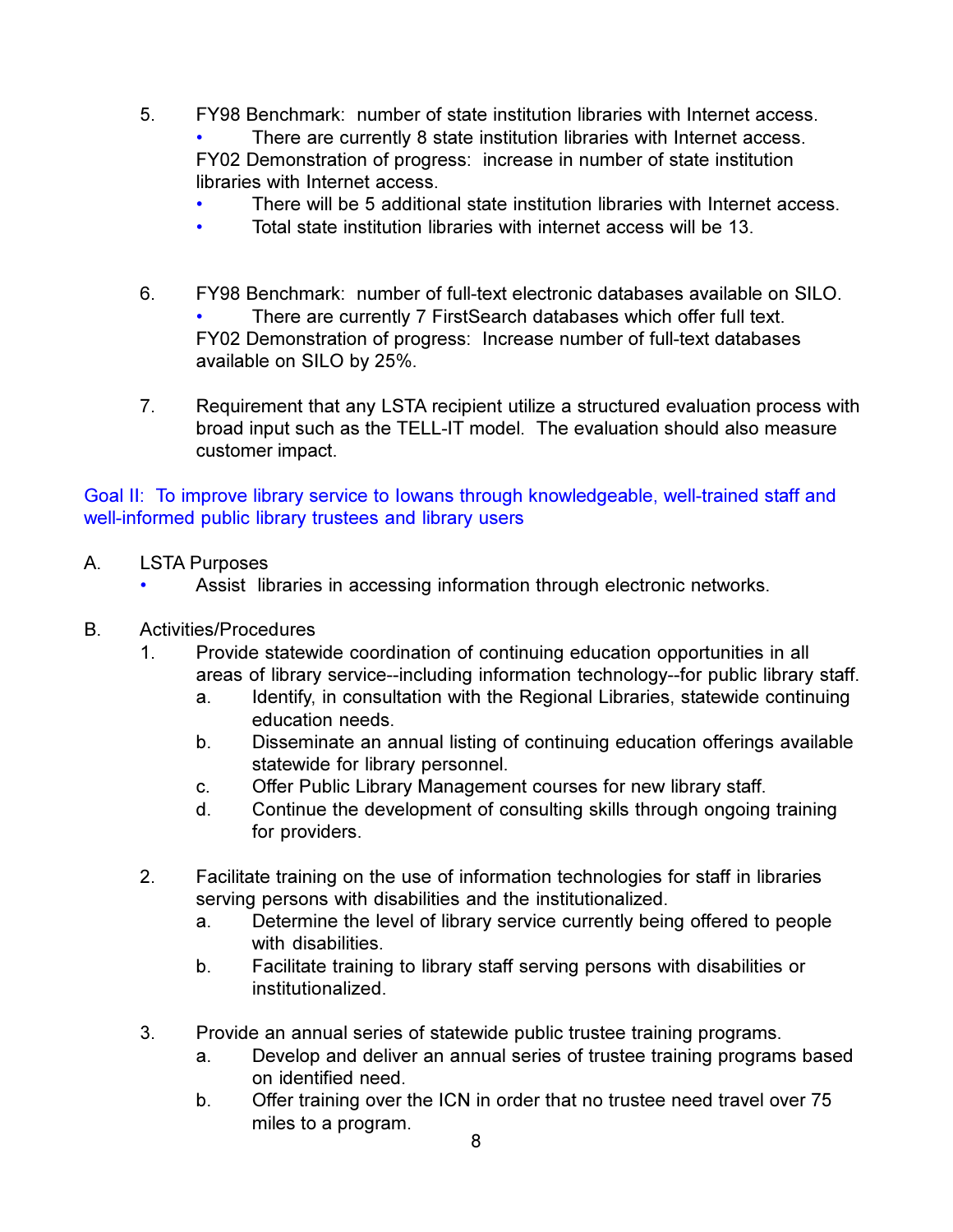5. FY98 Benchmark: number of state institution libraries with Internet access.
   - There are currently 8 state institution libraries with Internet access.

   FY02 Demonstration of progress: increase in number of state institution libraries with Internet access.
   - There will be 5 additional state institution libraries with Internet access.
   - Total state institution libraries with internet access will be 13.

6. FY98 Benchmark: number of full-text electronic databases available on SILO.
   - There are currently 7 FirstSearch databases which offer full text.

   FY02 Demonstration of progress: Increase number of full-text databases available on SILO by 25%.

7. Requirement that any LSTA recipient utilize a structured evaluation process with broad input such as the TELL-IT model. The evaluation should also measure customer impact.

## Goal II: To improve library service to Iowans through knowledgeable, well-trained staff and well-informed public library trustees and library users

A. LSTA Purposes
   - Assist libraries in accessing information through electronic networks.

B. Activities/Procedures
   1. Provide statewide coordination of continuing education opportunities in all areas of library service--including information technology--for public library staff.
      a. Identify, in consultation with the Regional Libraries, statewide continuing education needs.
      b. Disseminate an annual listing of continuing education offerings available statewide for library personnel.
      c. Offer Public Library Management courses for new library staff.
      d. Continue the development of consulting skills through ongoing training for providers.

   2. Facilitate training on the use of information technologies for staff in libraries serving persons with disabilities and the institutionalized.
      a. Determine the level of library service currently being offered to people with disabilities.
      b. Facilitate training to library staff serving persons with disabilities or institutionalized.

   3. Provide an annual series of statewide public trustee training programs.
      a. Develop and deliver an annual series of trustee training programs based on identified need.
      b. Offer training over the ICN in order that no trustee need travel over 75 miles to a program.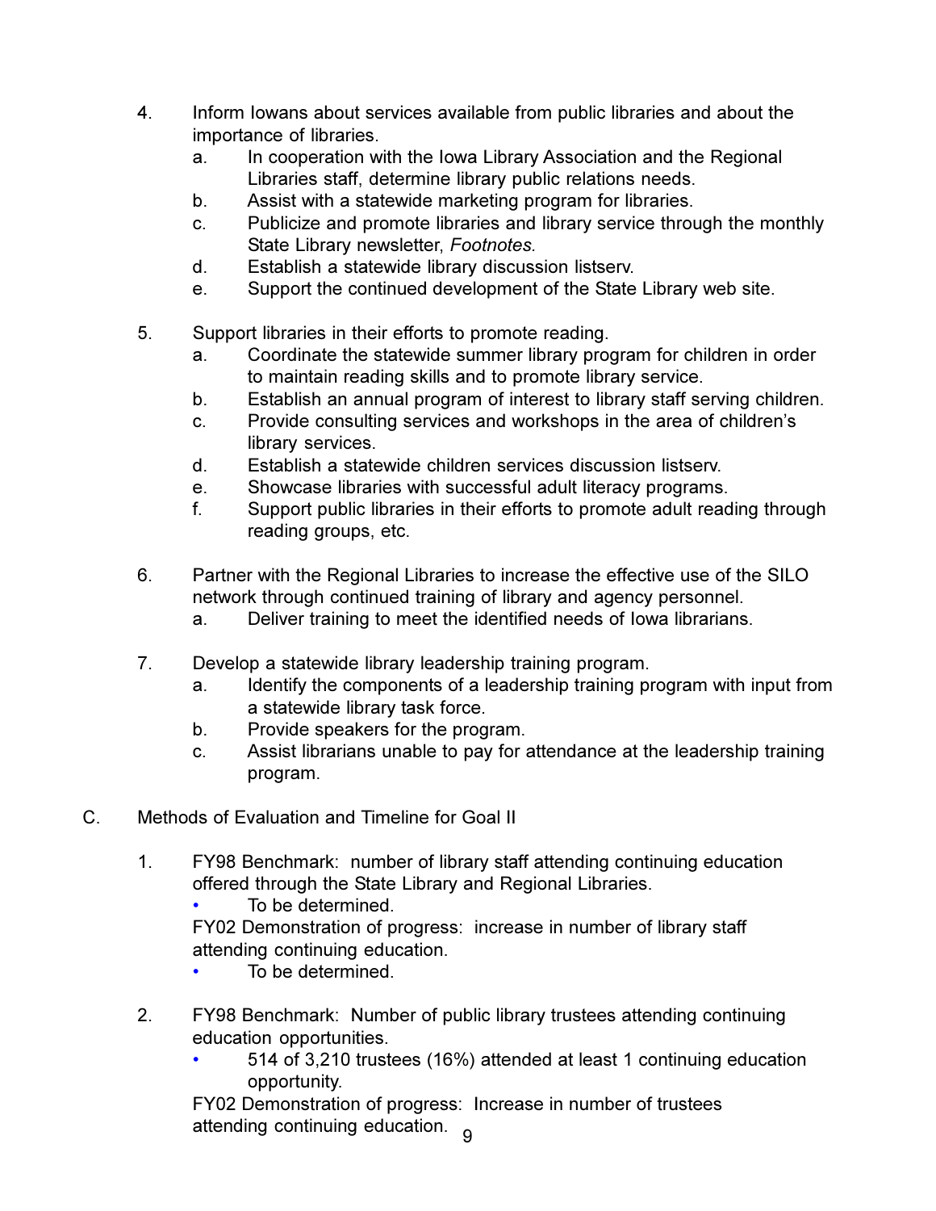4. Inform Iowans about services available from public libraries and about the importance of libraries.
    a. In cooperation with the Iowa Library Association and the Regional Libraries staff, determine library public relations needs.
    b. Assist with a statewide marketing program for libraries.
    c. Publicize and promote libraries and library service through the monthly State Library newsletter, *Footnotes.*
    d. Establish a statewide library discussion listserv.
    e. Support the continued development of the State Library web site.

5. Support libraries in their efforts to promote reading.
    a. Coordinate the statewide summer library program for children in order to maintain reading skills and to promote library service.
    b. Establish an annual program of interest to library staff serving children.
    c. Provide consulting services and workshops in the area of children's library services.
    d. Establish a statewide children services discussion listserv.
    e. Showcase libraries with successful adult literacy programs.
    f. Support public libraries in their efforts to promote adult reading through reading groups, etc.

6. Partner with the Regional Libraries to increase the effective use of the SILO network through continued training of library and agency personnel.
    a. Deliver training to meet the identified needs of Iowa librarians.

7. Develop a statewide library leadership training program.
    a. Identify the components of a leadership training program with input from a statewide library task force.
    b. Provide speakers for the program.
    c. Assist librarians unable to pay for attendance at the leadership training program.

C. Methods of Evaluation and Timeline for Goal II

1. FY98 Benchmark: number of library staff attending continuing education offered through the State Library and Regional Libraries.
    - To be determined.

   FY02 Demonstration of progress: increase in number of library staff attending continuing education.
    - To be determined.

2. FY98 Benchmark: Number of public library trustees attending continuing education opportunities.
    - 514 of 3,210 trustees (16%) attended at least 1 continuing education opportunity.

   FY02 Demonstration of progress: Increase in number of trustees attending continuing education.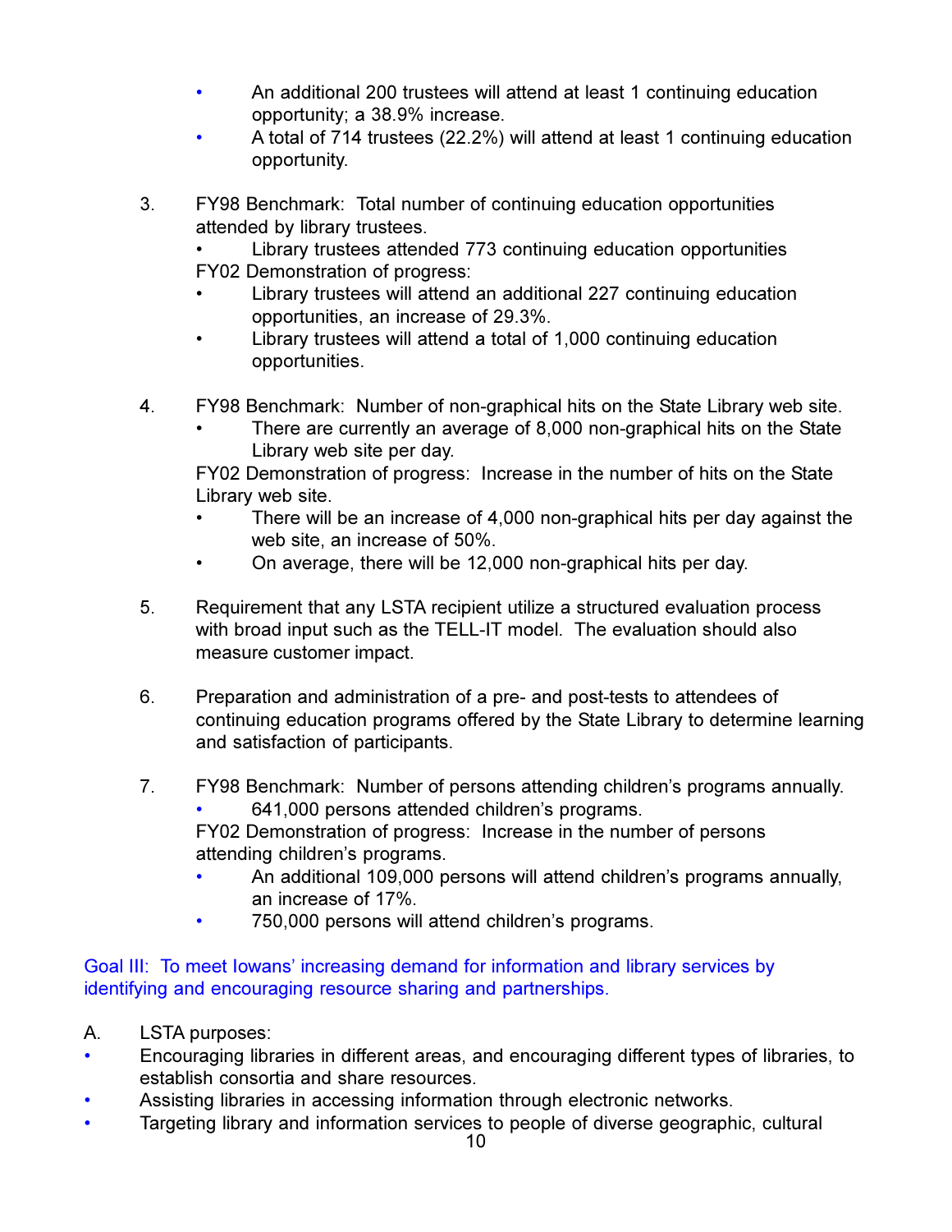- An additional 200 trustees will attend at least 1 continuing education opportunity; a 38.9% increase.
- A total of 714 trustees (22.2%) will attend at least 1 continuing education opportunity.

3. FY98 Benchmark: Total number of continuing education opportunities attended by library trustees.
   - Library trustees attended 773 continuing education opportunities

   FY02 Demonstration of progress:
   - Library trustees will attend an additional 227 continuing education opportunities, an increase of 29.3%.
   - Library trustees will attend a total of 1,000 continuing education opportunities.

4. FY98 Benchmark: Number of non-graphical hits on the State Library web site.
   - There are currently an average of 8,000 non-graphical hits on the State Library web site per day.

   FY02 Demonstration of progress: Increase in the number of hits on the State Library web site.
   - There will be an increase of 4,000 non-graphical hits per day against the web site, an increase of 50%.
   - On average, there will be 12,000 non-graphical hits per day.

5. Requirement that any LSTA recipient utilize a structured evaluation process with broad input such as the TELL-IT model. The evaluation should also measure customer impact.

6. Preparation and administration of a pre- and post-tests to attendees of continuing education programs offered by the State Library to determine learning and satisfaction of participants.

7. FY98 Benchmark: Number of persons attending children's programs annually.
   - 641,000 persons attended children's programs.

   FY02 Demonstration of progress: Increase in the number of persons attending children's programs.
   - An additional 109,000 persons will attend children's programs annually, an increase of 17%.
   - 750,000 persons will attend children's programs.

Goal III: To meet Iowans' increasing demand for information and library services by identifying and encouraging resource sharing and partnerships.

A. LSTA purposes:

- Encouraging libraries in different areas, and encouraging different types of libraries, to establish consortia and share resources.
- Assisting libraries in accessing information through electronic networks.
- Targeting library and information services to people of diverse geographic, cultural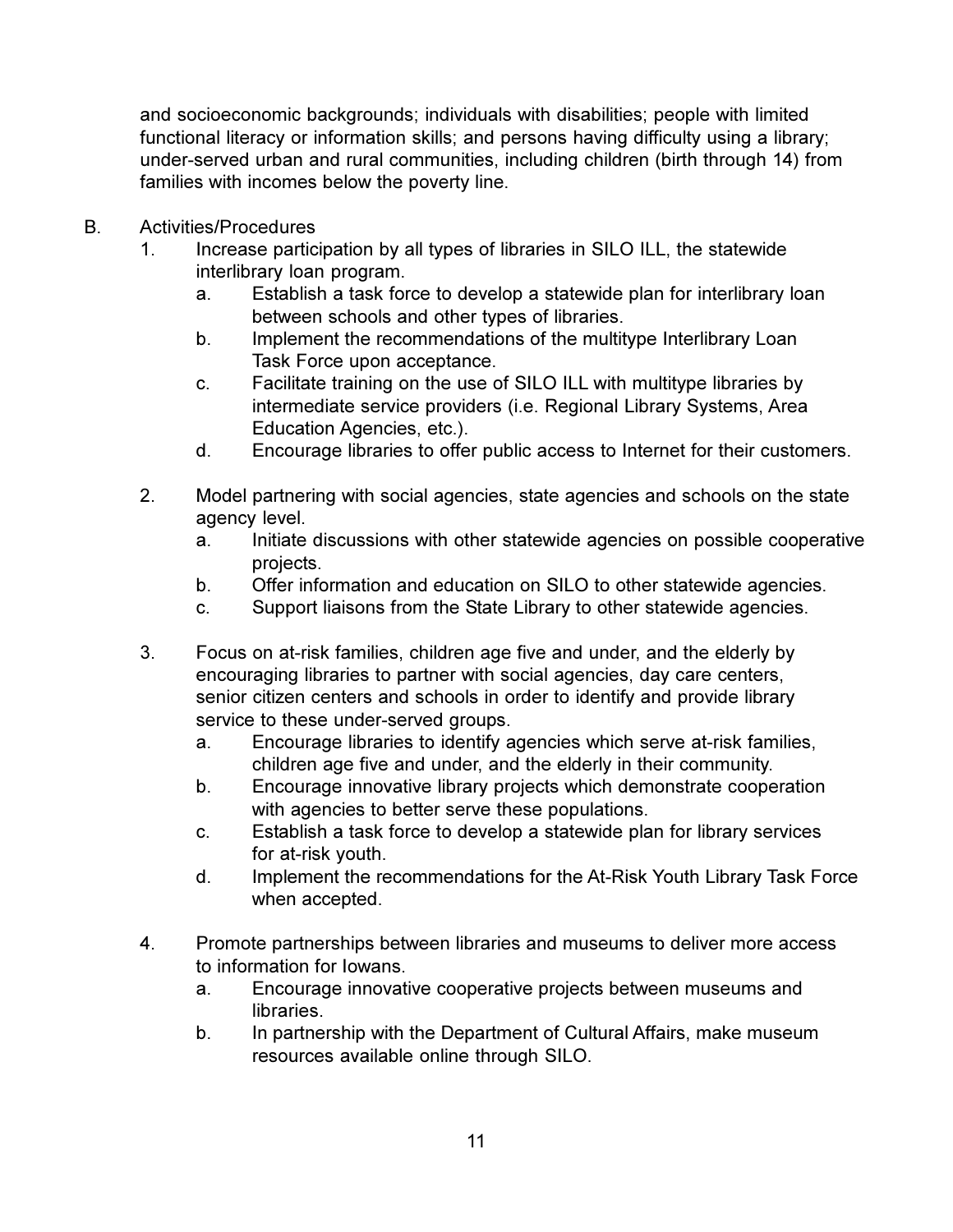and socioeconomic backgrounds; individuals with disabilities; people with limited functional literacy or information skills; and persons having difficulty using a library; under-served urban and rural communities, including children (birth through 14) from families with incomes below the poverty line.

B. Activities/Procedures

1. Increase participation by all types of libraries in SILO ILL, the statewide interlibrary loan program.
   a. Establish a task force to develop a statewide plan for interlibrary loan between schools and other types of libraries.
   b. Implement the recommendations of the multitype Interlibrary Loan Task Force upon acceptance.
   c. Facilitate training on the use of SILO ILL with multitype libraries by intermediate service providers (i.e. Regional Library Systems, Area Education Agencies, etc.).
   d. Encourage libraries to offer public access to Internet for their customers.

2. Model partnering with social agencies, state agencies and schools on the state agency level.
   a. Initiate discussions with other statewide agencies on possible cooperative projects.
   b. Offer information and education on SILO to other statewide agencies.
   c. Support liaisons from the State Library to other statewide agencies.

3. Focus on at-risk families, children age five and under, and the elderly by encouraging libraries to partner with social agencies, day care centers, senior citizen centers and schools in order to identify and provide library service to these under-served groups.
   a. Encourage libraries to identify agencies which serve at-risk families, children age five and under, and the elderly in their community.
   b. Encourage innovative library projects which demonstrate cooperation with agencies to better serve these populations.
   c. Establish a task force to develop a statewide plan for library services for at-risk youth.
   d. Implement the recommendations for the At-Risk Youth Library Task Force when accepted.

4. Promote partnerships between libraries and museums to deliver more access to information for Iowans.
   a. Encourage innovative cooperative projects between museums and libraries.
   b. In partnership with the Department of Cultural Affairs, make museum resources available online through SILO.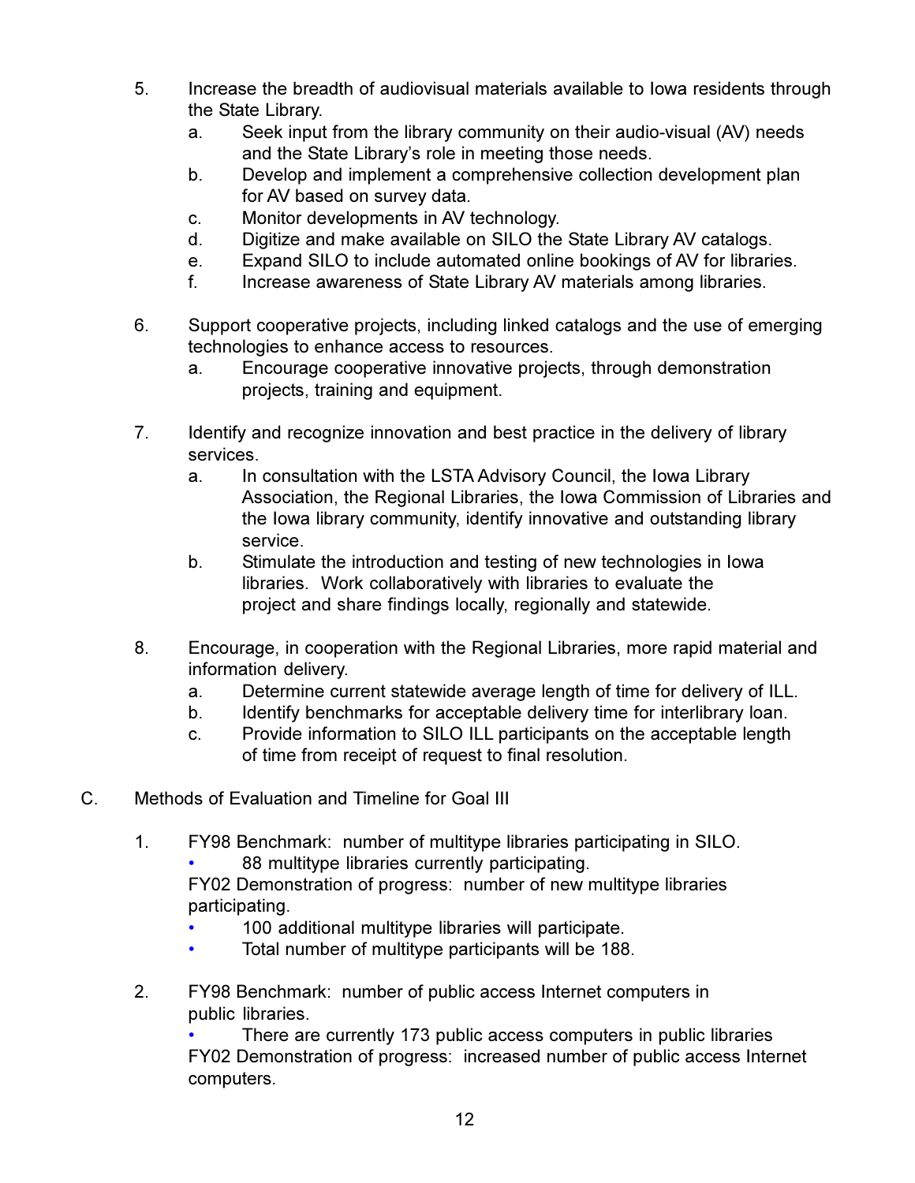5. Increase the breadth of audiovisual materials available to Iowa residents through the State Library.
    a. Seek input from the library community on their audio-visual (AV) needs and the State Library's role in meeting those needs.
    b. Develop and implement a comprehensive collection development plan for AV based on survey data.
    c. Monitor developments in AV technology.
    d. Digitize and make available on SILO the State Library AV catalogs.
    e. Expand SILO to include automated online bookings of AV for libraries.
    f. Increase awareness of State Library AV materials among libraries.

6. Support cooperative projects, including linked catalogs and the use of emerging technologies to enhance access to resources.
    a. Encourage cooperative innovative projects, through demonstration projects, training and equipment.

7. Identify and recognize innovation and best practice in the delivery of library services.
    a. In consultation with the LSTA Advisory Council, the Iowa Library Association, the Regional Libraries, the Iowa Commission of Libraries and the Iowa library community, identify innovative and outstanding library service.
    b. Stimulate the introduction and testing of new technologies in Iowa libraries. Work collaboratively with libraries to evaluate the project and share findings locally, regionally and statewide.

8. Encourage, in cooperation with the Regional Libraries, more rapid material and information delivery.
    a. Determine current statewide average length of time for delivery of ILL.
    b. Identify benchmarks for acceptable delivery time for interlibrary loan.
    c. Provide information to SILO ILL participants on the acceptable length of time from receipt of request to final resolution.

C. Methods of Evaluation and Timeline for Goal III

1. FY98 Benchmark: number of multitype libraries participating in SILO.
    - 88 multitype libraries currently participating.

    FY02 Demonstration of progress: number of new multitype libraries participating.
    - 100 additional multitype libraries will participate.
    - Total number of multitype participants will be 188.

2. FY98 Benchmark: number of public access Internet computers in public libraries.
    - There are currently 173 public access computers in public libraries

    FY02 Demonstration of progress: increased number of public access Internet computers.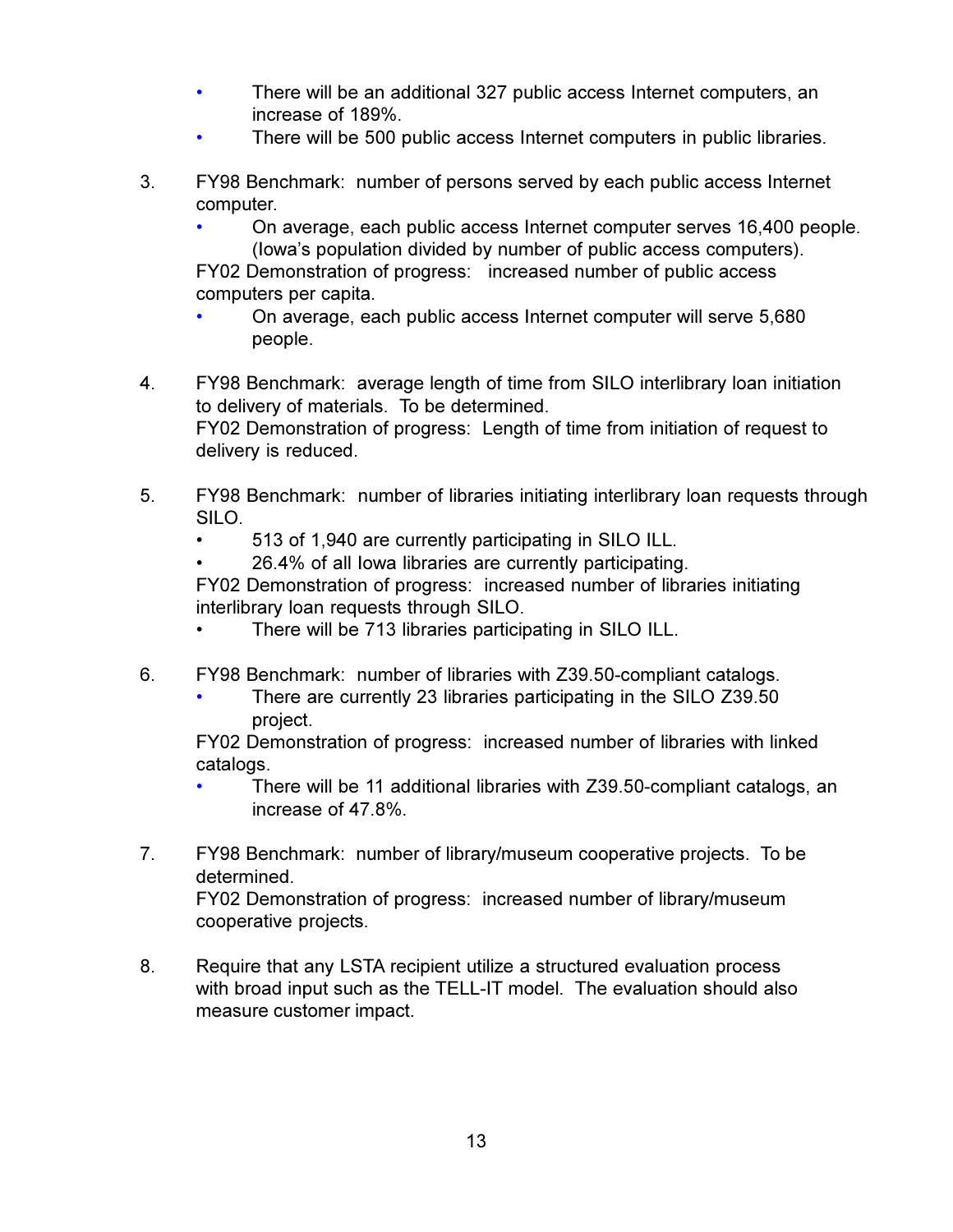- There will be an additional 327 public access Internet computers, an increase of 189%.
- There will be 500 public access Internet computers in public libraries.

3. FY98 Benchmark: number of persons served by each public access Internet computer.
   - On average, each public access Internet computer serves 16,400 people. (Iowa's population divided by number of public access computers).

   FY02 Demonstration of progress: increased number of public access computers per capita.
   - On average, each public access Internet computer will serve 5,680 people.

4. FY98 Benchmark: average length of time from SILO interlibrary loan initiation to delivery of materials. To be determined.
   FY02 Demonstration of progress: Length of time from initiation of request to delivery is reduced.

5. FY98 Benchmark: number of libraries initiating interlibrary loan requests through SILO.
   - 513 of 1,940 are currently participating in SILO ILL.
   - 26.4% of all Iowa libraries are currently participating.

   FY02 Demonstration of progress: increased number of libraries initiating interlibrary loan requests through SILO.
   - There will be 713 libraries participating in SILO ILL.

6. FY98 Benchmark: number of libraries with Z39.50-compliant catalogs.
   - There are currently 23 libraries participating in the SILO Z39.50 project.

   FY02 Demonstration of progress: increased number of libraries with linked catalogs.
   - There will be 11 additional libraries with Z39.50-compliant catalogs, an increase of 47.8%.

7. FY98 Benchmark: number of library/museum cooperative projects. To be determined.
   FY02 Demonstration of progress: increased number of library/museum cooperative projects.

8. Require that any LSTA recipient utilize a structured evaluation process with broad input such as the TELL-IT model. The evaluation should also measure customer impact.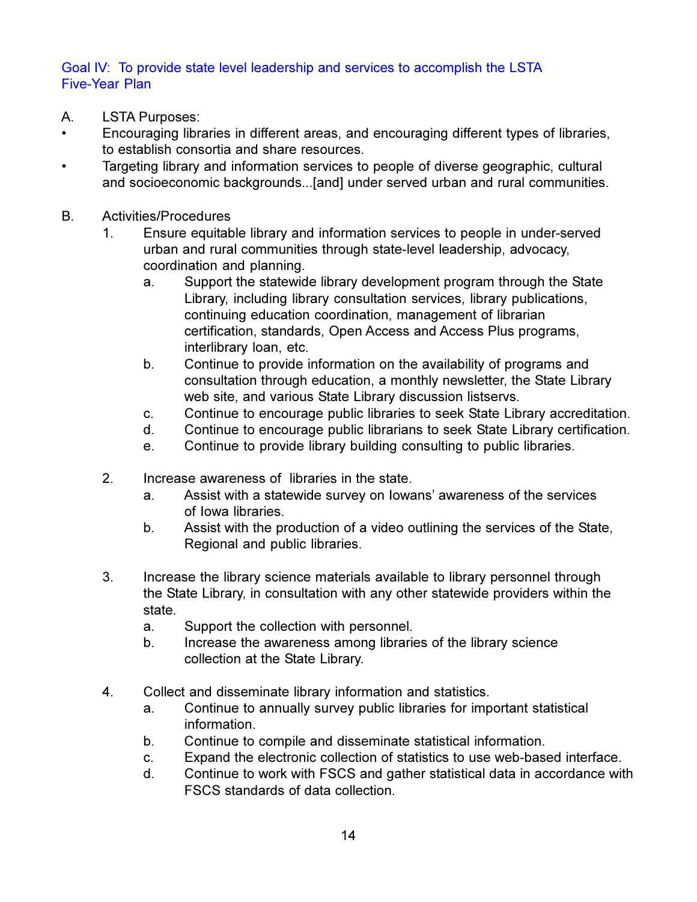## Goal IV: To provide state level leadership and services to accomplish the LSTA Five-Year Plan

A. LSTA Purposes:

- Encouraging libraries in different areas, and encouraging different types of libraries, to establish consortia and share resources.
- Targeting library and information services to people of diverse geographic, cultural and socioeconomic backgrounds...[and] under served urban and rural communities.

B. Activities/Procedures

1. Ensure equitable library and information services to people in under-served urban and rural communities through state-level leadership, advocacy, coordination and planning.
   a. Support the statewide library development program through the State Library, including library consultation services, library publications, continuing education coordination, management of librarian certification, standards, Open Access and Access Plus programs, interlibrary loan, etc.
   b. Continue to provide information on the availability of programs and consultation through education, a monthly newsletter, the State Library web site, and various State Library discussion listservs.
   c. Continue to encourage public libraries to seek State Library accreditation.
   d. Continue to encourage public librarians to seek State Library certification.
   e. Continue to provide library building consulting to public libraries.

2. Increase awareness of libraries in the state.
   a. Assist with a statewide survey on Iowans' awareness of the services of Iowa libraries.
   b. Assist with the production of a video outlining the services of the State, Regional and public libraries.

3. Increase the library science materials available to library personnel through the State Library, in consultation with any other statewide providers within the state.
   a. Support the collection with personnel.
   b. Increase the awareness among libraries of the library science collection at the State Library.

4. Collect and disseminate library information and statistics.
   a. Continue to annually survey public libraries for important statistical information.
   b. Continue to compile and disseminate statistical information.
   c. Expand the electronic collection of statistics to use web-based interface.
   d. Continue to work with FSCS and gather statistical data in accordance with FSCS standards of data collection.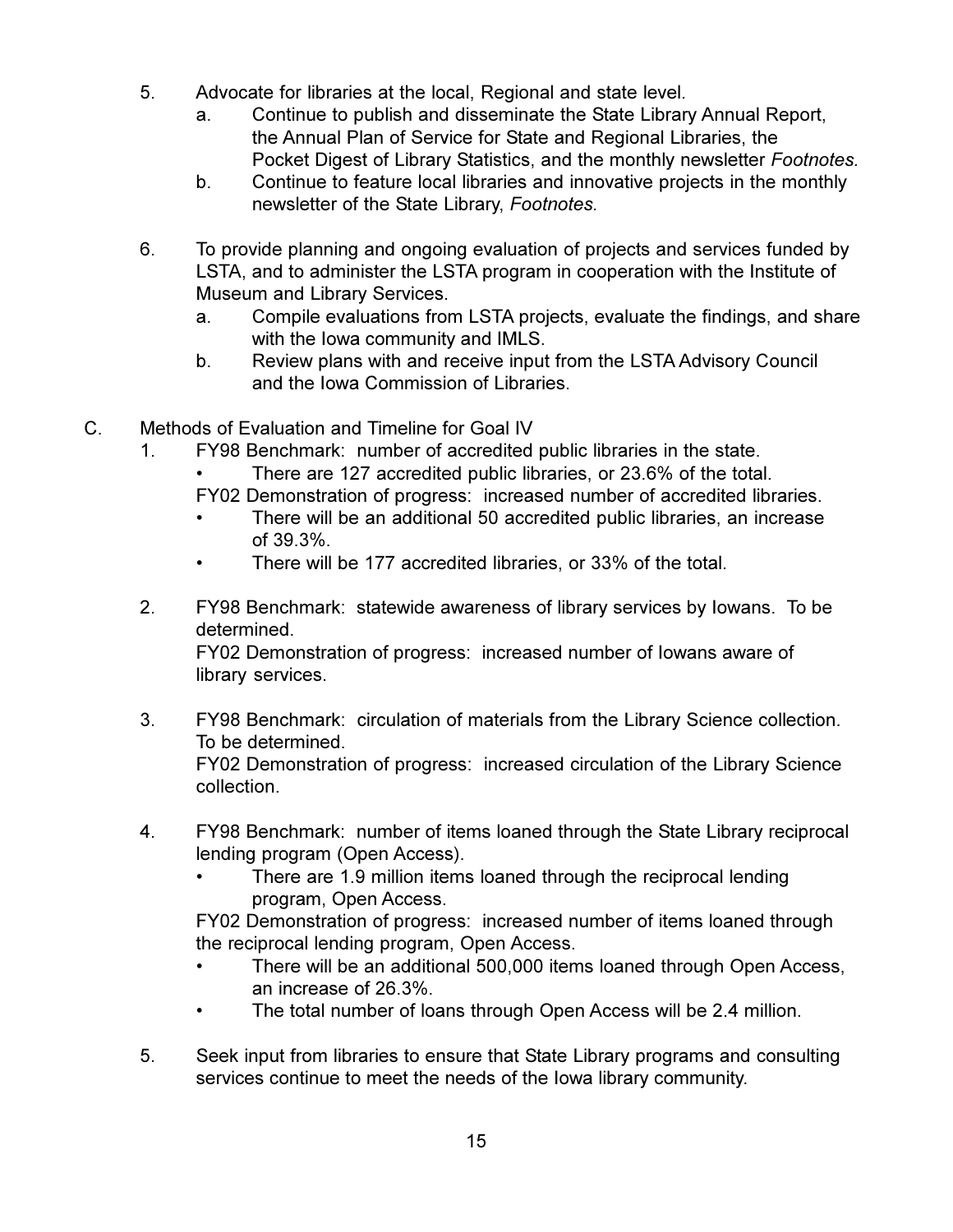5. Advocate for libraries at the local, Regional and state level.
   a. Continue to publish and disseminate the State Library Annual Report, the Annual Plan of Service for State and Regional Libraries, the Pocket Digest of Library Statistics, and the monthly newsletter *Footnotes.*
   b. Continue to feature local libraries and innovative projects in the monthly newsletter of the State Library, *Footnotes.*

6. To provide planning and ongoing evaluation of projects and services funded by LSTA, and to administer the LSTA program in cooperation with the Institute of Museum and Library Services.
   a. Compile evaluations from LSTA projects, evaluate the findings, and share with the Iowa community and IMLS.
   b. Review plans with and receive input from the LSTA Advisory Council and the Iowa Commission of Libraries.

C. Methods of Evaluation and Timeline for Goal IV

1. FY98 Benchmark: number of accredited public libraries in the state.
   - There are 127 accredited public libraries, or 23.6% of the total.

   FY02 Demonstration of progress: increased number of accredited libraries.
   - There will be an additional 50 accredited public libraries, an increase of 39.3%.
   - There will be 177 accredited libraries, or 33% of the total.

2. FY98 Benchmark: statewide awareness of library services by Iowans. To be determined.

   FY02 Demonstration of progress: increased number of Iowans aware of library services.

3. FY98 Benchmark: circulation of materials from the Library Science collection. To be determined.

   FY02 Demonstration of progress: increased circulation of the Library Science collection.

4. FY98 Benchmark: number of items loaned through the State Library reciprocal lending program (Open Access).
   - There are 1.9 million items loaned through the reciprocal lending program, Open Access.

   FY02 Demonstration of progress: increased number of items loaned through the reciprocal lending program, Open Access.
   - There will be an additional 500,000 items loaned through Open Access, an increase of 26.3%.
   - The total number of loans through Open Access will be 2.4 million.

5. Seek input from libraries to ensure that State Library programs and consulting services continue to meet the needs of the Iowa library community.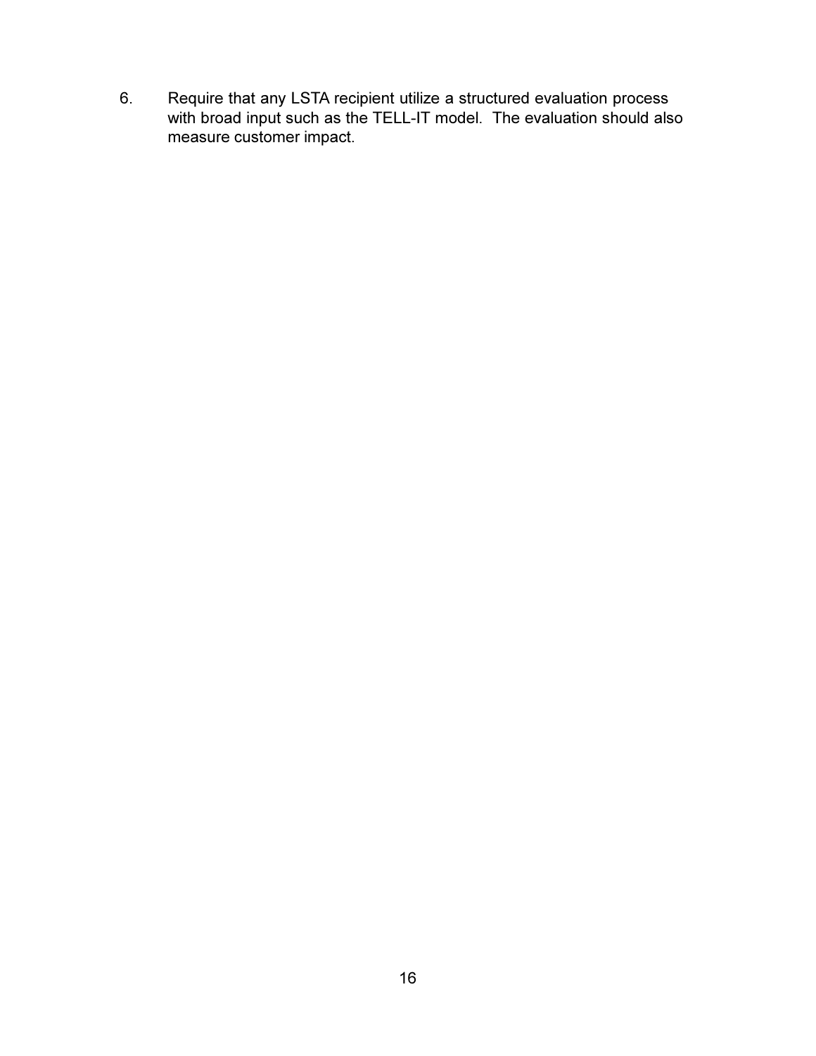6. Require that any LSTA recipient utilize a structured evaluation process with broad input such as the TELL-IT model. The evaluation should also measure customer impact.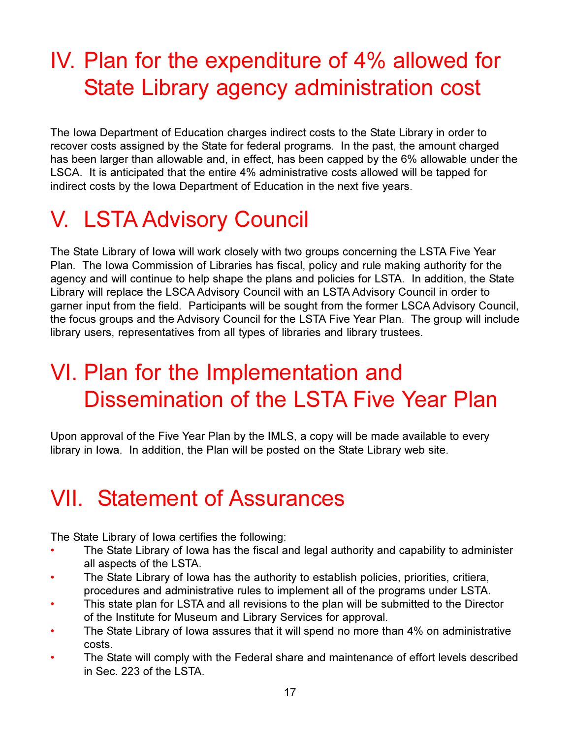# IV. Plan for the expenditure of 4% allowed for State Library agency administration cost

The Iowa Department of Education charges indirect costs to the State Library in order to recover costs assigned by the State for federal programs. In the past, the amount charged has been larger than allowable and, in effect, has been capped by the 6% allowable under the LSCA. It is anticipated that the entire 4% administrative costs allowed will be tapped for indirect costs by the Iowa Department of Education in the next five years.

# V. LSTA Advisory Council

The State Library of Iowa will work closely with two groups concerning the LSTA Five Year Plan. The Iowa Commission of Libraries has fiscal, policy and rule making authority for the agency and will continue to help shape the plans and policies for LSTA. In addition, the State Library will replace the LSCA Advisory Council with an LSTA Advisory Council in order to garner input from the field. Participants will be sought from the former LSCA Advisory Council, the focus groups and the Advisory Council for the LSTA Five Year Plan. The group will include library users, representatives from all types of libraries and library trustees.

# VI. Plan for the Implementation and Dissemination of the LSTA Five Year Plan

Upon approval of the Five Year Plan by the IMLS, a copy will be made available to every library in Iowa. In addition, the Plan will be posted on the State Library web site.

# VII. Statement of Assurances

The State Library of Iowa certifies the following:

- The State Library of Iowa has the fiscal and legal authority and capability to administer all aspects of the LSTA.
- The State Library of Iowa has the authority to establish policies, priorities, critiera, procedures and administrative rules to implement all of the programs under LSTA.
- This state plan for LSTA and all revisions to the plan will be submitted to the Director of the Institute for Museum and Library Services for approval.
- The State Library of Iowa assures that it will spend no more than 4% on administrative costs.
- The State will comply with the Federal share and maintenance of effort levels described in Sec. 223 of the LSTA.